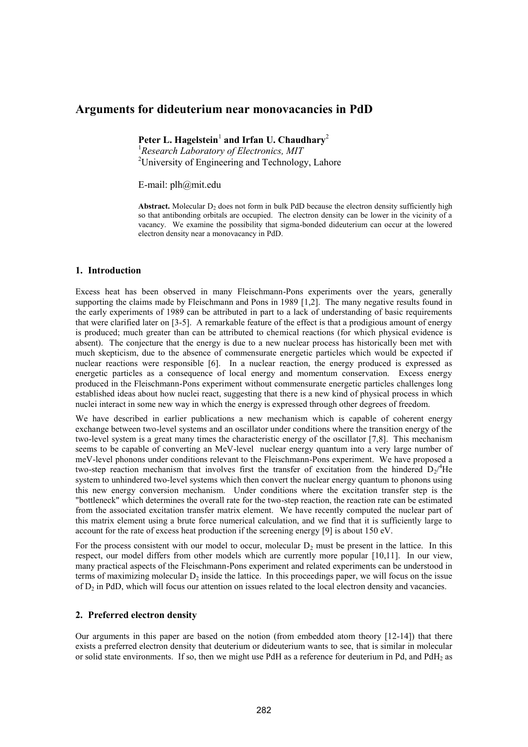# Arguments for dideuterium near monovacancies in PdD

**Peter L. Hagelstein**[1] **and Irfan U. Chaudhary**[2]

[1] *Research Laboratory of Electronics, MIT*

[2] University of Engineering and Technology, Lahore

E-mail: plh@mit.edu

**Abstract.** Molecular $D_2$ does not form in bulk PdD because the electron density sufficiently high so that antibonding orbitals are occupied. The electron density can be lower in the vicinity of a vacancy. We examine the possibility that sigma-bonded dideuterium can occur at the lowered electron density near a monovacancy in PdD.

## 1. Introduction

Excess heat has been observed in many Fleischmann-Pons experiments over the years, generally supporting the claims made by Fleischmann and Pons in 1989 [1,2]. The many negative results found in the early experiments of 1989 can be attributed in part to a lack of understanding of basic requirements that were clarified later on [3-5]. A remarkable feature of the effect is that a prodigious amount of energy is produced; much greater than can be attributed to chemical reactions (for which physical evidence is absent). The conjecture that the energy is due to a new nuclear process has historically been met with much skepticism, due to the absence of commensurate energetic particles which would be expected if nuclear reactions were responsible [6]. In a nuclear reaction, the energy produced is expressed as energetic particles as a consequence of local energy and momentum conservation. Excess energy produced in the Fleischmann-Pons experiment without commensurate energetic particles challenges long established ideas about how nuclei react, suggesting that there is a new kind of physical process in which nuclei interact in some new way in which the energy is expressed through other degrees of freedom.

We have described in earlier publications a new mechanism which is capable of coherent energy exchange between two-level systems and an oscillator under conditions where the transition energy of the two-level system is a great many times the characteristic energy of the oscillator [7,8]. This mechanism seems to be capable of converting an MeV-level nuclear energy quantum into a very large number of meV-level phonons under conditions relevant to the Fleischmann-Pons experiment. We have proposed a two-step reaction mechanism that involves first the transfer of excitation from the hindered $D_2/^4He$ system to unhindered two-level systems which then convert the nuclear energy quantum to phonons using this new energy conversion mechanism. Under conditions where the excitation transfer step is the "bottleneck" which determines the overall rate for the two-step reaction, the reaction rate can be estimated from the associated excitation transfer matrix element. We have recently computed the nuclear part of this matrix element using a brute force numerical calculation, and we find that it is sufficiently large to account for the rate of excess heat production if the screening energy [9] is about 150 eV.

For the process consistent with our model to occur, molecular $D_2$ must be present in the lattice. In this respect, our model differs from other models which are currently more popular [10,11]. In our view, many practical aspects of the Fleischmann-Pons experiment and related experiments can be understood in terms of maximizing molecular $D_2$ inside the lattice. In this proceedings paper, we will focus on the issue of $D_2$ in PdD, which will focus our attention on issues related to the local electron density and vacancies.

## 2. Preferred electron density

Our arguments in this paper are based on the notion (from embedded atom theory [12-14]) that there exists a preferred electron density that deuterium or dideuterium wants to see, that is similar in molecular or solid state environments. If so, then we might use PdH as a reference for deuterium in Pd, and $PdH_2$ as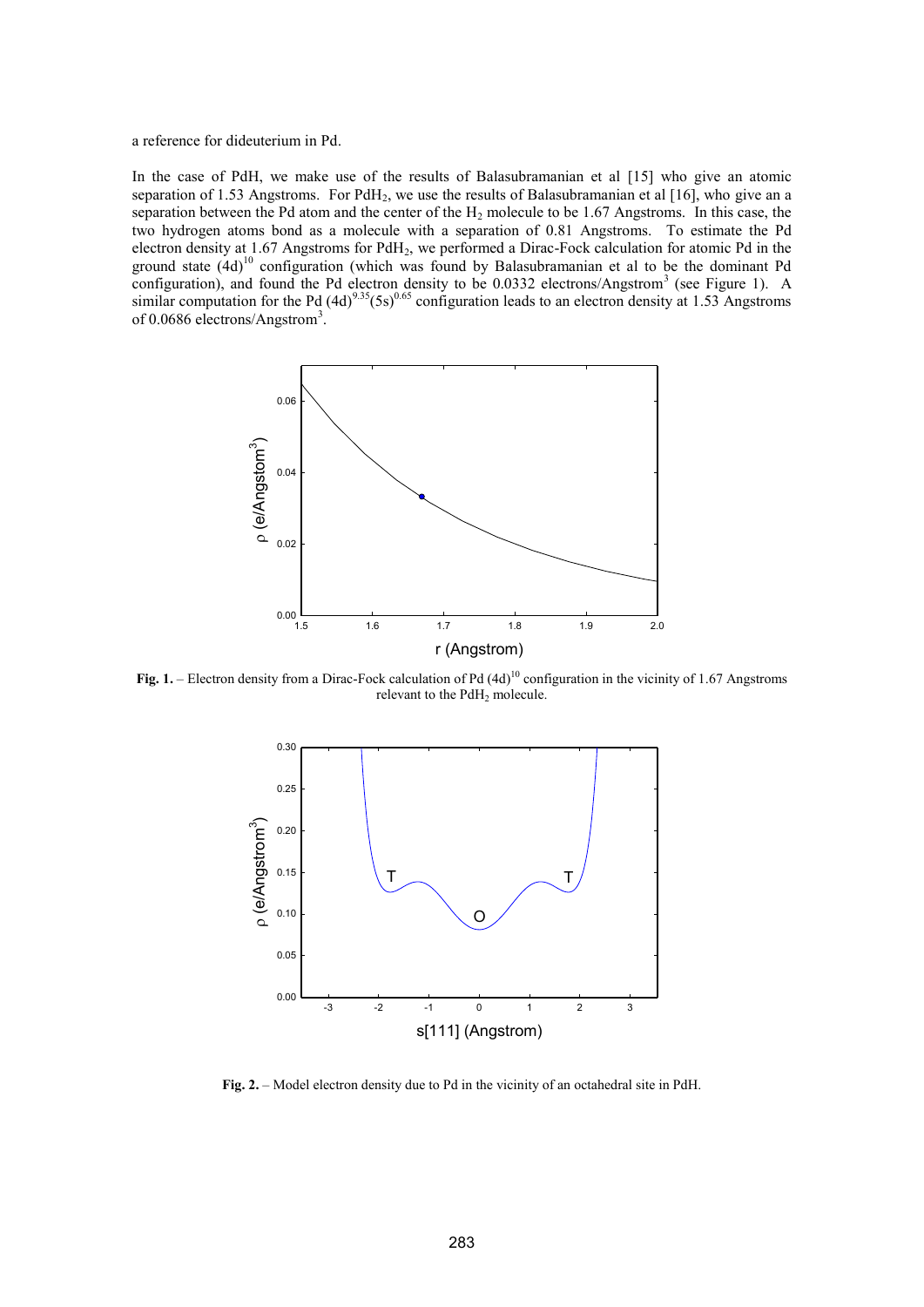a reference for dideuterium in Pd.

In the case of PdH, we make use of the results of Balasubramanian et al [15] who give an atomic separation of 1.53 Angstroms. For $PdH_2$, we use the results of Balasubramanian et al [16], who give an a separation between the Pd atom and the center of the $H_2$ molecule to be 1.67 Angstroms. In this case, the two hydrogen atoms bond as a molecule with a separation of 0.81 Angstroms. To estimate the Pd electron density at 1.67 Angstroms for $PdH_2$, we performed a Dirac-Fock calculation for atomic Pd in the ground state $(4d)^{10}$ configuration (which was found by Balasubramanian et al to be the dominant Pd configuration), and found the Pd electron density to be 0.0332 electrons/Angstrom$^3$ (see Figure 1). A similar computation for the Pd $(4d)^{9.35}(5s)^{0.65}$ configuration leads to an electron density at 1.53 Angstroms of 0.0686 electrons/Angstrom$^3$.

**Fig. 1.** – Electron density from a Dirac-Fock calculation of Pd $(4d)^{10}$ configuration in the vicinity of 1.67 Angstroms relevant to the $PdH_2$ molecule.

**Fig. 2.** – Model electron density due to Pd in the vicinity of an octahedral site in PdH.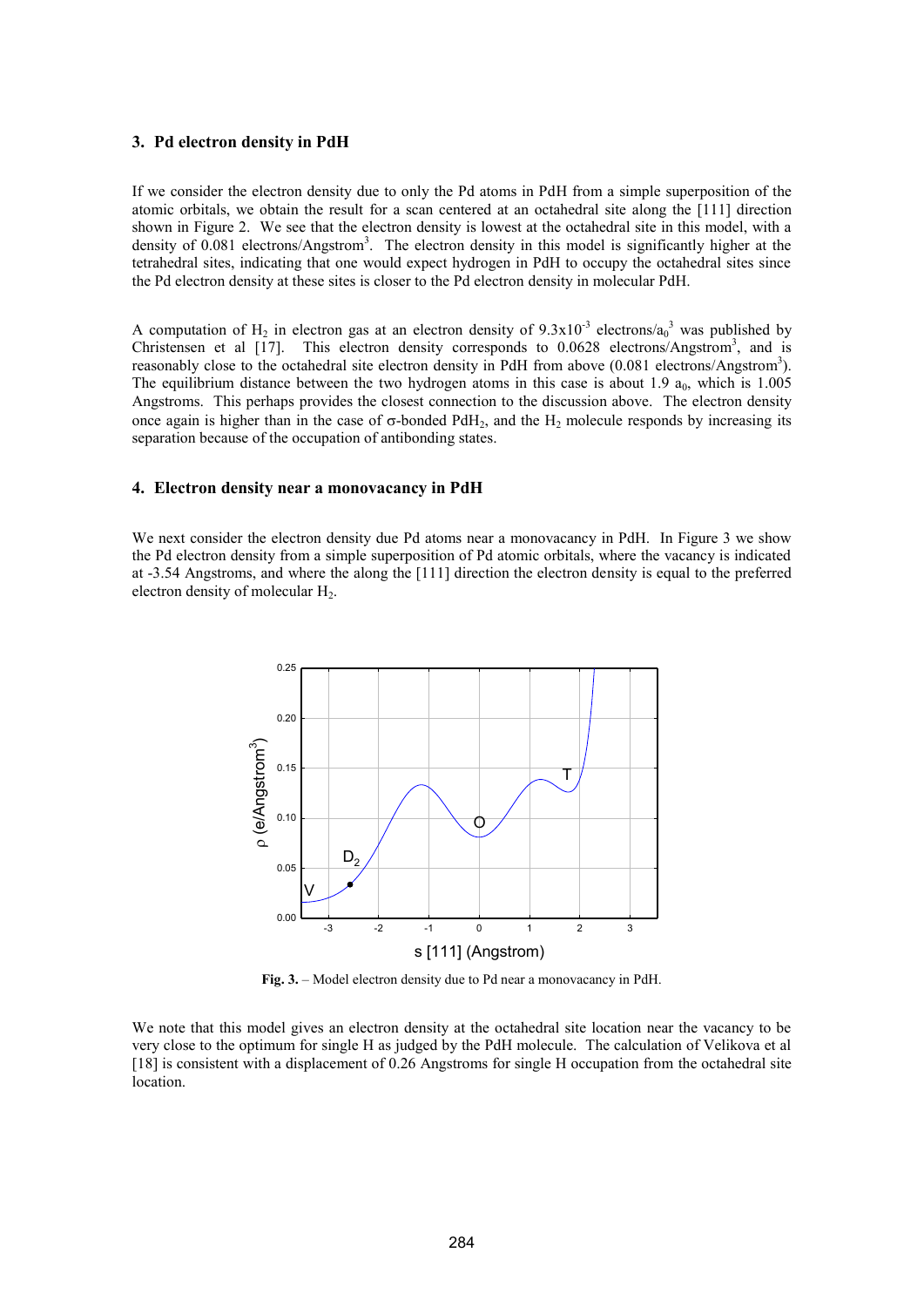## 3. Pd electron density in PdH

If we consider the electron density due to only the Pd atoms in PdH from a simple superposition of the atomic orbitals, we obtain the result for a scan centered at an octahedral site along the [111] direction shown in Figure 2. We see that the electron density is lowest at the octahedral site in this model, with a density of 0.081 electrons/Angstrom$^3$. The electron density in this model is significantly higher at the tetrahedral sites, indicating that one would expect hydrogen in PdH to occupy the octahedral sites since the Pd electron density at these sites is closer to the Pd electron density in molecular PdH.

A computation of $H_2$ in electron gas at an electron density of $9.3 \times 10^{-3}$ electrons/$a_0^3$ was published by Christensen et al [17]. This electron density corresponds to 0.0628 electrons/Angstrom$^3$, and is reasonably close to the octahedral site electron density in PdH from above (0.081 electrons/Angstrom$^3$). The equilibrium distance between the two hydrogen atoms in this case is about 1.9 $a_0$, which is 1.005 Angstroms. This perhaps provides the closest connection to the discussion above. The electron density once again is higher than in the case of σ-bonded $PdH_2$, and the $H_2$ molecule responds by increasing its separation because of the occupation of antibonding states.

## 4. Electron density near a monovacancy in PdH

We next consider the electron density due Pd atoms near a monovacancy in PdH. In Figure 3 we show the Pd electron density from a simple superposition of Pd atomic orbitals, where the vacancy is indicated at -3.54 Angstroms, and where the along the [111] direction the electron density is equal to the preferred electron density of molecular $H_2$.

**Fig. 3.** – Model electron density due to Pd near a monovacancy in PdH.

We note that this model gives an electron density at the octahedral site location near the vacancy to be very close to the optimum for single H as judged by the PdH molecule. The calculation of Velikova et al [18] is consistent with a displacement of 0.26 Angstroms for single H occupation from the octahedral site location.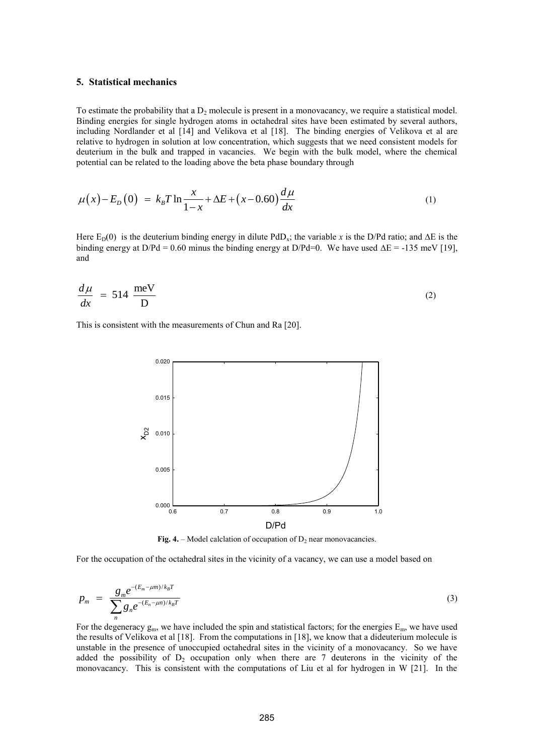## 5. Statistical mechanics

To estimate the probability that a $D_2$ molecule is present in a monovacancy, we require a statistical model. Binding energies for single hydrogen atoms in octahedral sites have been estimated by several authors, including Nordlander et al [14] and Velikova et al [18]. The binding energies of Velikova et al are relative to hydrogen in solution at low concentration, which suggests that we need consistent models for deuterium in the bulk and trapped in vacancies. We begin with the bulk model, where the chemical potential can be related to the loading above the beta phase boundary through

$$\mu(x) - E_D(0) = k_B T \ln \frac{x}{1-x} + \Delta E + (x - 0.60)\frac{d\mu}{dx} \tag{1}$$

Here $E_D(0)$ is the deuterium binding energy in dilute $PdD_x$; the variable $x$ is the D/Pd ratio; and $\Delta E$ is the binding energy at D/Pd = 0.60 minus the binding energy at D/Pd=0. We have used $\Delta E$ = -135 meV [19], and

$$\frac{d\mu}{dx} = 514 \ \frac{\text{meV}}{\text{D}} \tag{2}$$

This is consistent with the measurements of Chun and Ra [20].

**Fig. 4.** – Model calclation of occupation of $D_2$ near monovacancies.

For the occupation of the octahedral sites in the vicinity of a vacancy, we can use a model based on

$$p_m = \frac{g_m e^{-(E_m - \mu m)/k_B T}}{\sum_n g_n e^{-(E_n - \mu n)/k_B T}} \tag{3}$$

For the degeneracy $g_m$, we have included the spin and statistical factors; for the energies $E_m$, we have used the results of Velikova et al [18]. From the computations in [18], we know that a dideuterium molecule is unstable in the presence of unoccupied octahedral sites in the vicinity of a monovacancy. So we have added the possibility of $D_2$ occupation only when there are 7 deuterons in the vicinity of the monovacancy. This is consistent with the computations of Liu et al for hydrogen in W [21]. In the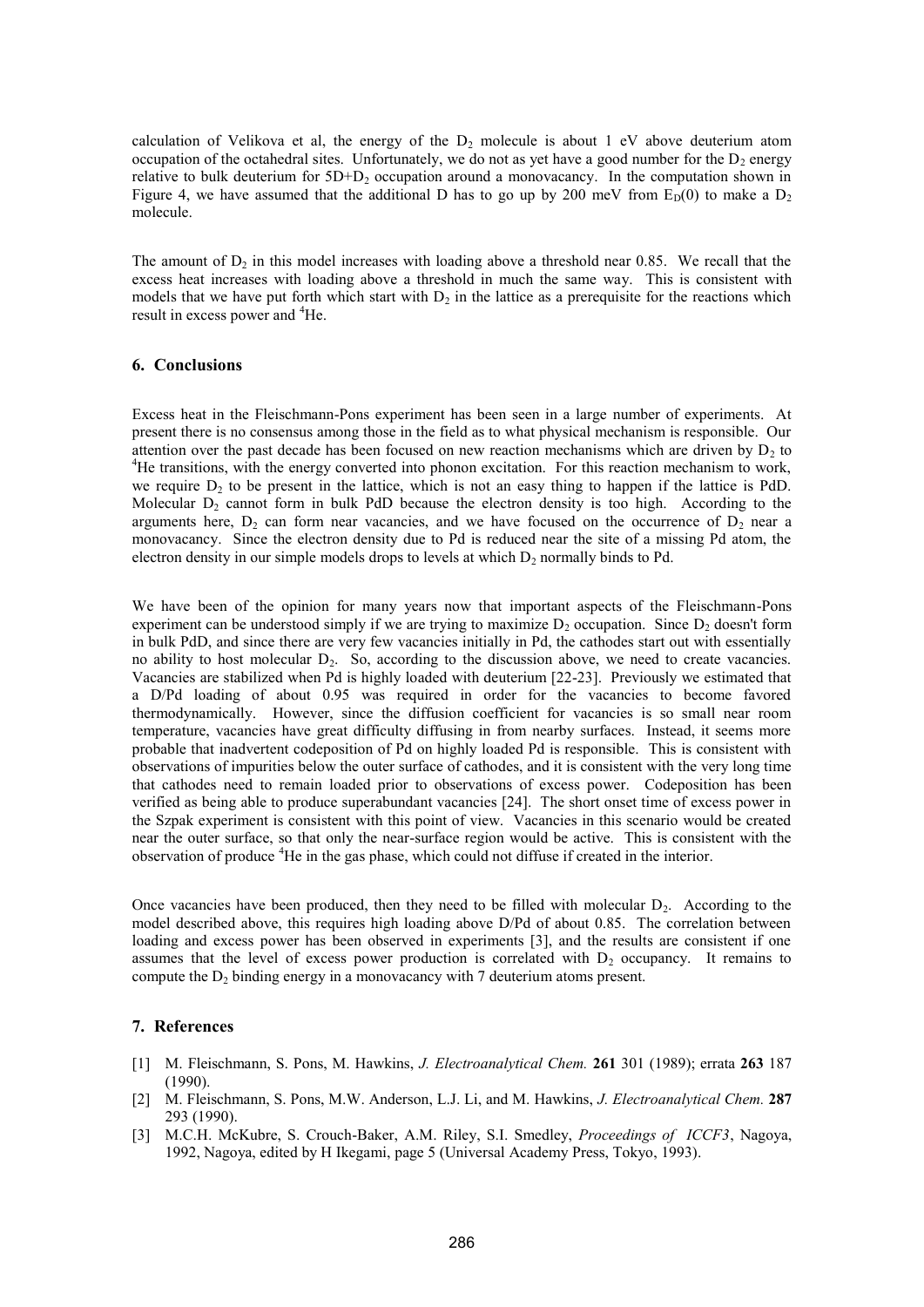calculation of Velikova et al, the energy of the $D_2$ molecule is about 1 eV above deuterium atom occupation of the octahedral sites. Unfortunately, we do not as yet have a good number for the $D_2$ energy relative to bulk deuterium for $5D+D_2$ occupation around a monovacancy. In the computation shown in Figure 4, we have assumed that the additional D has to go up by 200 meV from $E_D(0)$ to make a $D_2$ molecule.

The amount of $D_2$ in this model increases with loading above a threshold near 0.85. We recall that the excess heat increases with loading above a threshold in much the same way. This is consistent with models that we have put forth which start with $D_2$ in the lattice as a prerequisite for the reactions which result in excess power and $^4He$.

## 6. Conclusions

Excess heat in the Fleischmann-Pons experiment has been seen in a large number of experiments. At present there is no consensus among those in the field as to what physical mechanism is responsible. Our attention over the past decade has been focused on new reaction mechanisms which are driven by $D_2$ to $^4He$ transitions, with the energy converted into phonon excitation. For this reaction mechanism to work, we require $D_2$ to be present in the lattice, which is not an easy thing to happen if the lattice is PdD. Molecular $D_2$ cannot form in bulk PdD because the electron density is too high. According to the arguments here, $D_2$ can form near vacancies, and we have focused on the occurrence of $D_2$ near a monovacancy. Since the electron density due to Pd is reduced near the site of a missing Pd atom, the electron density in our simple models drops to levels at which $D_2$ normally binds to Pd.

We have been of the opinion for many years now that important aspects of the Fleischmann-Pons experiment can be understood simply if we are trying to maximize $D_2$ occupation. Since $D_2$ doesn't form in bulk PdD, and since there are very few vacancies initially in Pd, the cathodes start out with essentially no ability to host molecular $D_2$. So, according to the discussion above, we need to create vacancies. Vacancies are stabilized when Pd is highly loaded with deuterium [22-23]. Previously we estimated that a D/Pd loading of about 0.95 was required in order for the vacancies to become favored thermodynamically. However, since the diffusion coefficient for vacancies is so small near room temperature, vacancies have great difficulty diffusing in from nearby surfaces. Instead, it seems more probable that inadvertent codeposition of Pd on highly loaded Pd is responsible. This is consistent with observations of impurities below the outer surface of cathodes, and it is consistent with the very long time that cathodes need to remain loaded prior to observations of excess power. Codeposition has been verified as being able to produce superabundant vacancies [24]. The short onset time of excess power in the Szpak experiment is consistent with this point of view. Vacancies in this scenario would be created near the outer surface, so that only the near-surface region would be active. This is consistent with the observation of produce $^4He$ in the gas phase, which could not diffuse if created in the interior.

Once vacancies have been produced, then they need to be filled with molecular $D_2$. According to the model described above, this requires high loading above D/Pd of about 0.85. The correlation between loading and excess power has been observed in experiments [3], and the results are consistent if one assumes that the level of excess power production is correlated with $D_2$ occupancy. It remains to compute the $D_2$ binding energy in a monovacancy with 7 deuterium atoms present.

## 7. References

[1] M. Fleischmann, S. Pons, M. Hawkins, *J. Electroanalytical Chem.* **261** 301 (1989); errata **263** 187 (1990).

[2] M. Fleischmann, S. Pons, M.W. Anderson, L.J. Li, and M. Hawkins, *J. Electroanalytical Chem.* **287** 293 (1990).

[3] M.C.H. McKubre, S. Crouch-Baker, A.M. Riley, S.I. Smedley, *Proceedings of ICCF3*, Nagoya, 1992, Nagoya, edited by H Ikegami, page 5 (Universal Academy Press, Tokyo, 1993).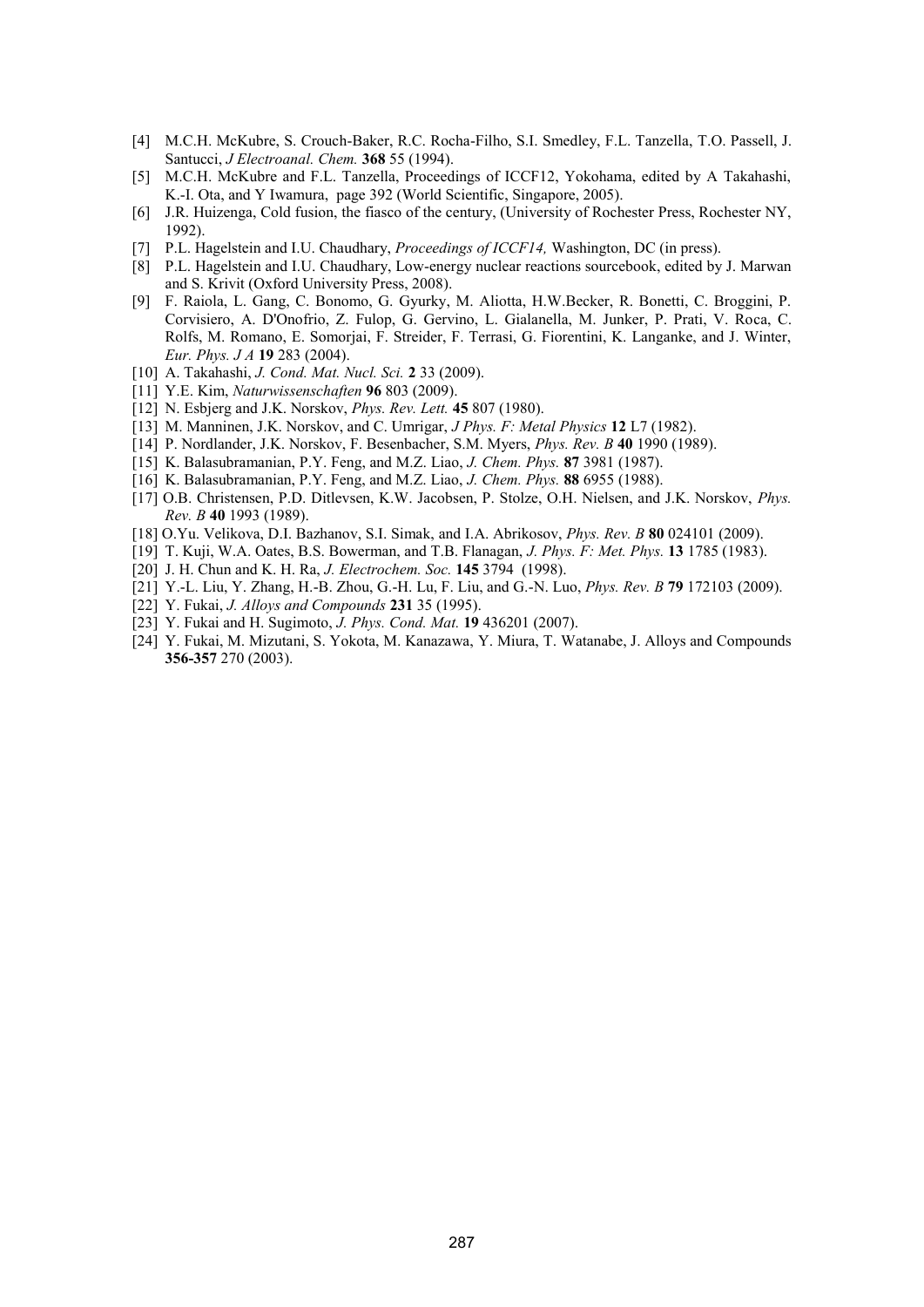[4] M.C.H. McKubre, S. Crouch-Baker, R.C. Rocha-Filho, S.I. Smedley, F.L. Tanzella, T.O. Passell, J. Santucci, *J Electroanal. Chem.* **368** 55 (1994).

[5] M.C.H. McKubre and F.L. Tanzella, Proceedings of ICCF12, Yokohama, edited by A Takahashi, K.-I. Ota, and Y Iwamura, page 392 (World Scientific, Singapore, 2005).

[6] J.R. Huizenga, Cold fusion, the fiasco of the century, (University of Rochester Press, Rochester NY, 1992).

[7] P.L. Hagelstein and I.U. Chaudhary, *Proceedings of ICCF14,* Washington, DC (in press).

[8] P.L. Hagelstein and I.U. Chaudhary, Low-energy nuclear reactions sourcebook, edited by J. Marwan and S. Krivit (Oxford University Press, 2008).

[9] F. Raiola, L. Gang, C. Bonomo, G. Gyurky, M. Aliotta, H.W.Becker, R. Bonetti, C. Broggini, P. Corvisiero, A. D'Onofrio, Z. Fulop, G. Gervino, L. Gialanella, M. Junker, P. Prati, V. Roca, C. Rolfs, M. Romano, E. Somorjai, F. Streider, F. Terrasi, G. Fiorentini, K. Langanke, and J. Winter, *Eur. Phys. J A* **19** 283 (2004).

[10] A. Takahashi, *J. Cond. Mat. Nucl. Sci.* **2** 33 (2009).

[11] Y.E. Kim, *Naturwissenschaften* **96** 803 (2009).

[12] N. Esbjerg and J.K. Norskov, *Phys. Rev. Lett.* **45** 807 (1980).

[13] M. Manninen, J.K. Norskov, and C. Umrigar, *J Phys. F: Metal Physics* **12** L7 (1982).

[14] P. Nordlander, J.K. Norskov, F. Besenbacher, S.M. Myers, *Phys. Rev. B* **40** 1990 (1989).

[15] K. Balasubramanian, P.Y. Feng, and M.Z. Liao, *J. Chem. Phys.* **87** 3981 (1987).

[16] K. Balasubramanian, P.Y. Feng, and M.Z. Liao, *J. Chem. Phys.* **88** 6955 (1988).

[17] O.B. Christensen, P.D. Ditlevsen, K.W. Jacobsen, P. Stolze, O.H. Nielsen, and J.K. Norskov, *Phys. Rev. B* **40** 1993 (1989).

[18] O.Yu. Velikova, D.I. Bazhanov, S.I. Simak, and I.A. Abrikosov, *Phys. Rev. B* **80** 024101 (2009).

[19] T. Kuji, W.A. Oates, B.S. Bowerman, and T.B. Flanagan, *J. Phys. F: Met. Phys.* **13** 1785 (1983).

[20] J. H. Chun and K. H. Ra, *J. Electrochem. Soc.* **145** 3794 (1998).

[21] Y.-L. Liu, Y. Zhang, H.-B. Zhou, G.-H. Lu, F. Liu, and G.-N. Luo, *Phys. Rev. B* **79** 172103 (2009).

[22] Y. Fukai, *J. Alloys and Compounds* **231** 35 (1995).

[23] Y. Fukai and H. Sugimoto, *J. Phys. Cond. Mat.* **19** 436201 (2007).

[24] Y. Fukai, M. Mizutani, S. Yokota, M. Kanazawa, Y. Miura, T. Watanabe, J. Alloys and Compounds **356-357** 270 (2003).